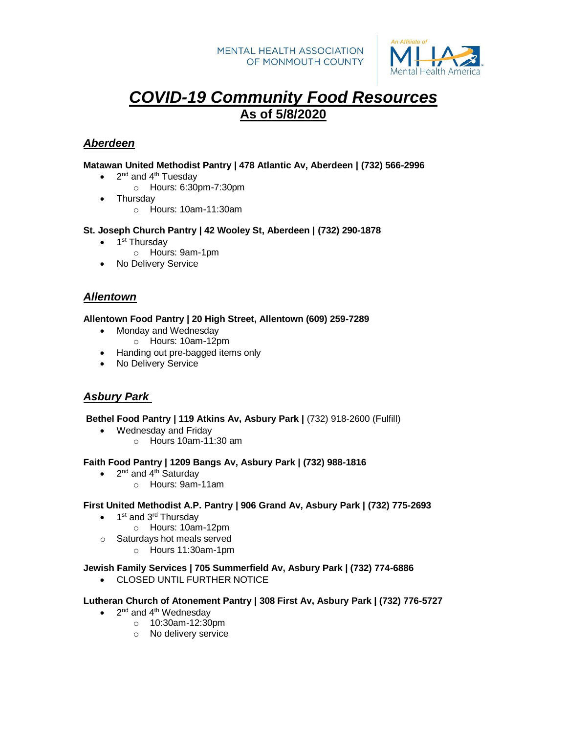MENTAL HEALTH ASSOCIATION OF MONMOUTH COUNTY

An Affiliate of MHA Mental Health America

# ***COVID-19 Community Food Resources***

## As of 5/8/2020

### ***Aberdeen***

**Matawan United Methodist Pantry | 478 Atlantic Av, Aberdeen | (732) 566-2996**

- 2nd and 4th Tuesday
  - Hours: 6:30pm-7:30pm
- Thursday
  - Hours: 10am-11:30am

**St. Joseph Church Pantry | 42 Wooley St, Aberdeen | (732) 290-1878**

- 1st Thursday
  - Hours: 9am-1pm
- No Delivery Service

### ***Allentown***

**Allentown Food Pantry | 20 High Street, Allentown (609) 259-7289**

- Monday and Wednesday
  - Hours: 10am-12pm
- Handing out pre-bagged items only
- No Delivery Service

### ***Asbury Park***

**Bethel Food Pantry | 119 Atkins Av, Asbury Park |** (732) 918-2600 (Fulfill)

- Wednesday and Friday
  - Hours 10am-11:30 am

**Faith Food Pantry | 1209 Bangs Av, Asbury Park | (732) 988-1816**

- 2nd and 4th Saturday
  - Hours: 9am-11am

**First United Methodist A.P. Pantry | 906 Grand Av, Asbury Park | (732) 775-2693**

- 1st and 3rd Thursday
  - Hours: 10am-12pm
- Saturdays hot meals served
  - Hours 11:30am-1pm

**Jewish Family Services | 705 Summerfield Av, Asbury Park | (732) 774-6886**

- CLOSED UNTIL FURTHER NOTICE

**Lutheran Church of Atonement Pantry | 308 First Av, Asbury Park | (732) 776-5727**

- 2nd and 4th Wednesday
  - 10:30am-12:30pm
  - No delivery service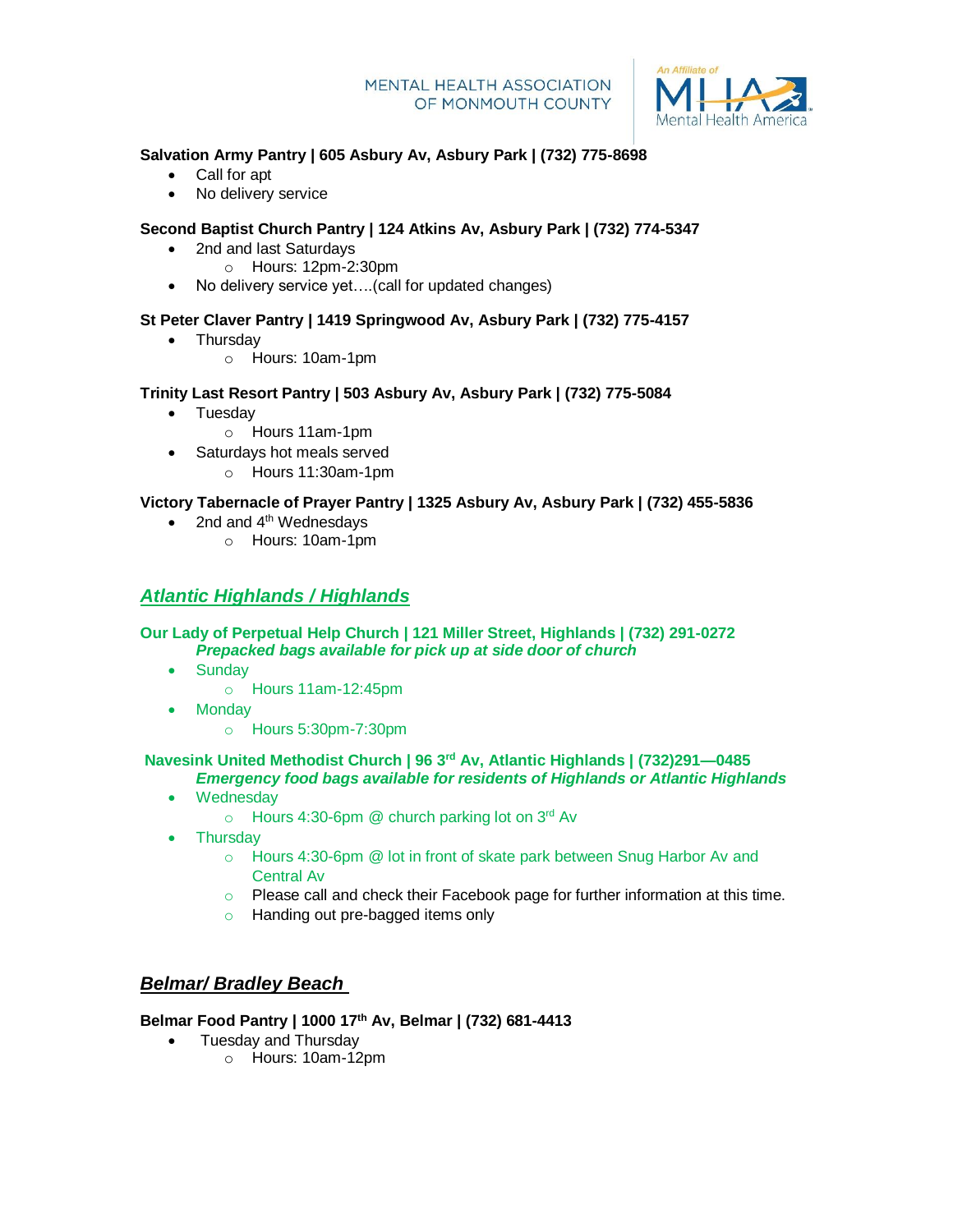**Salvation Army Pantry | 605 Asbury Av, Asbury Park | (732) 775-8698**

- Call for apt
- No delivery service

**Second Baptist Church Pantry | 124 Atkins Av, Asbury Park | (732) 774-5347**

- 2nd and last Saturdays
    - Hours: 12pm-2:30pm
- No delivery service yet….(call for updated changes)

**St Peter Claver Pantry | 1419 Springwood Av, Asbury Park | (732) 775-4157**

- Thursday
    - Hours: 10am-1pm

**Trinity Last Resort Pantry | 503 Asbury Av, Asbury Park | (732) 775-5084**

- Tuesday
    - Hours 11am-1pm
- Saturdays hot meals served
    - Hours 11:30am-1pm

**Victory Tabernacle of Prayer Pantry | 1325 Asbury Av, Asbury Park | (732) 455-5836**

- 2nd and 4th Wednesdays
    - Hours: 10am-1pm

## ***Atlantic Highlands / Highlands***

**Our Lady of Perpetual Help Church | 121 Miller Street, Highlands | (732) 291-0272**

***Prepacked bags available for pick up at side door of church***

- Sunday
    - Hours 11am-12:45pm
- Monday
    - Hours 5:30pm-7:30pm

**Navesink United Methodist Church | 96 3rd Av, Atlantic Highlands | (732)291—0485**

***Emergency food bags available for residents of Highlands or Atlantic Highlands***

- Wednesday
    - Hours 4:30-6pm @ church parking lot on 3rd Av
- Thursday
    - Hours 4:30-6pm @ lot in front of skate park between Snug Harbor Av and Central Av
    - Please call and check their Facebook page for further information at this time.
    - Handing out pre-bagged items only

## ***Belmar/ Bradley Beach***

**Belmar Food Pantry | 1000 17th Av, Belmar | (732) 681-4413**

- Tuesday and Thursday
    - Hours: 10am-12pm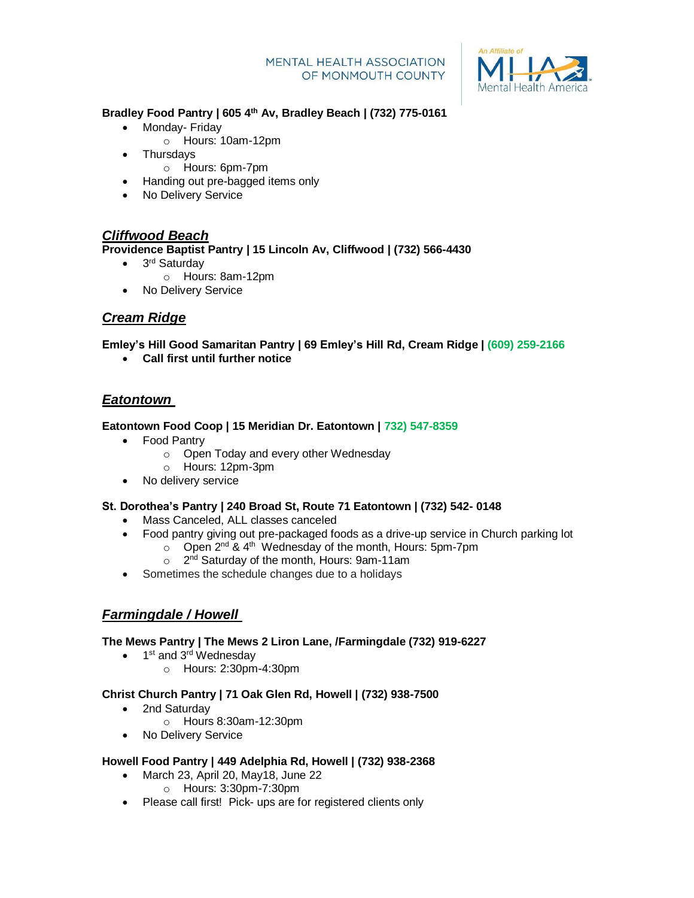**Bradley Food Pantry | 605 4th Av, Bradley Beach | (732) 775-0161**

- Monday- Friday
  - Hours: 10am-12pm
- Thursdays
  - Hours: 6pm-7pm
- Handing out pre-bagged items only
- No Delivery Service

## ***Cliffwood Beach***

**Providence Baptist Pantry | 15 Lincoln Av, Cliffwood | (732) 566-4430**

- 3rd Saturday
  - Hours: 8am-12pm
- No Delivery Service

## ***Cream Ridge***

**Emley's Hill Good Samaritan Pantry | 69 Emley's Hill Rd, Cream Ridge | (609) 259-2166**

- **Call first until further notice**

## ***Eatontown***

**Eatontown Food Coop | 15 Meridian Dr. Eatontown | 732) 547-8359**

- Food Pantry
  - Open Today and every other Wednesday
  - Hours: 12pm-3pm
- No delivery service

**St. Dorothea's Pantry | 240 Broad St, Route 71 Eatontown | (732) 542- 0148**

- Mass Canceled, ALL classes canceled
- Food pantry giving out pre-packaged foods as a drive-up service in Church parking lot
  - Open 2nd & 4th Wednesday of the month, Hours: 5pm-7pm
  - 2nd Saturday of the month, Hours: 9am-11am
- Sometimes the schedule changes due to a holidays

## ***Farmingdale / Howell***

**The Mews Pantry | The Mews 2 Liron Lane, /Farmingdale (732) 919-6227**

- 1st and 3rd Wednesday
  - Hours: 2:30pm-4:30pm

**Christ Church Pantry | 71 Oak Glen Rd, Howell | (732) 938-7500**

- 2nd Saturday
  - Hours 8:30am-12:30pm
- No Delivery Service

**Howell Food Pantry | 449 Adelphia Rd, Howell | (732) 938-2368**

- March 23, April 20, May18, June 22
  - Hours: 3:30pm-7:30pm
- Please call first! Pick- ups are for registered clients only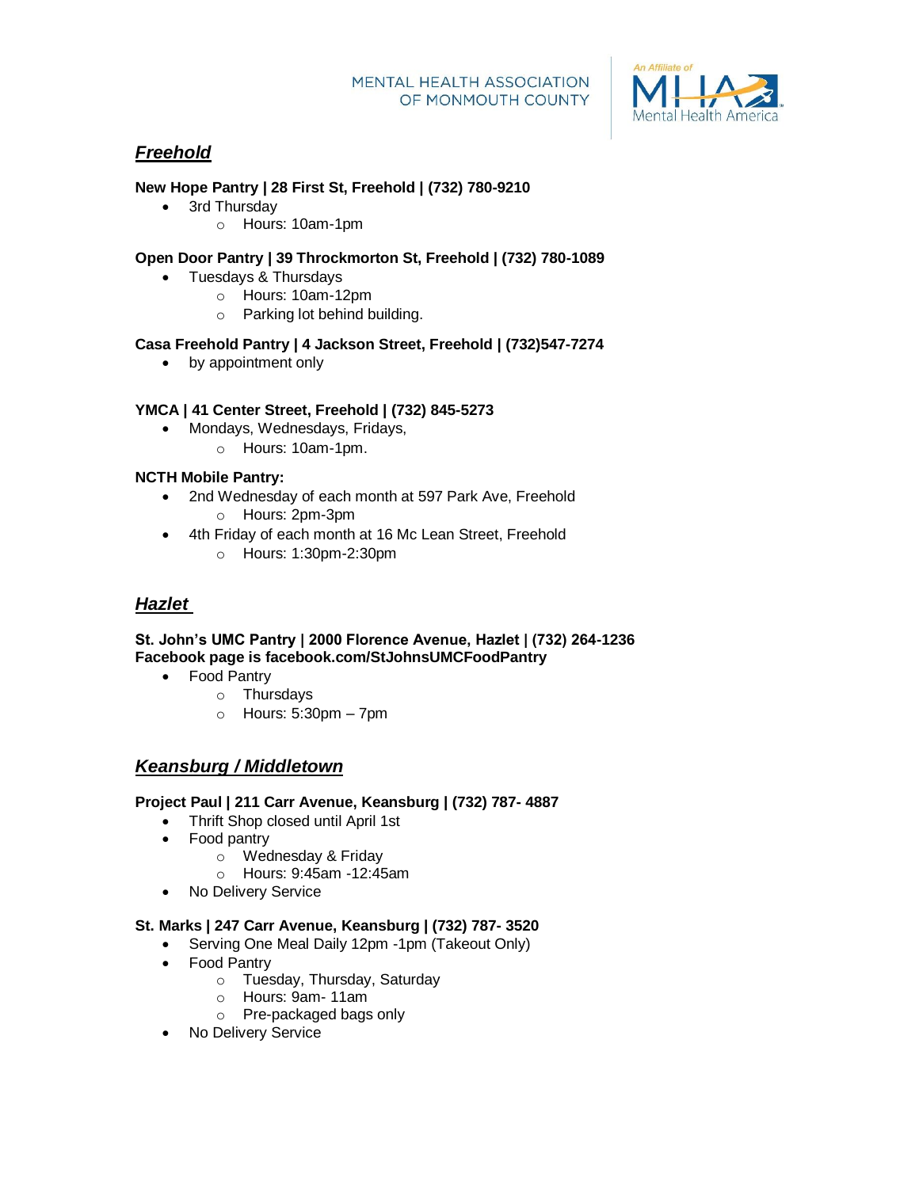## ***Freehold***

**New Hope Pantry | 28 First St, Freehold | (732) 780-9210**

- 3rd Thursday
    - Hours: 10am-1pm

**Open Door Pantry | 39 Throckmorton St, Freehold | (732) 780-1089**

- Tuesdays & Thursdays
    - Hours: 10am-12pm
    - Parking lot behind building.

**Casa Freehold Pantry | 4 Jackson Street, Freehold | (732)547-7274**

- by appointment only

**YMCA | 41 Center Street, Freehold | (732) 845-5273**

- Mondays, Wednesdays, Fridays,
    - Hours: 10am-1pm.

**NCTH Mobile Pantry:**

- 2nd Wednesday of each month at 597 Park Ave, Freehold
    - Hours: 2pm-3pm
- 4th Friday of each month at 16 Mc Lean Street, Freehold
    - Hours: 1:30pm-2:30pm

## ***Hazlet***

**St. John's UMC Pantry | 2000 Florence Avenue, Hazlet | (732) 264-1236**
**Facebook page is facebook.com/StJohnsUMCFoodPantry**

- Food Pantry
    - Thursdays
    - Hours: 5:30pm – 7pm

## ***Keansburg / Middletown***

**Project Paul | 211 Carr Avenue, Keansburg | (732) 787- 4887**

- Thrift Shop closed until April 1st
- Food pantry
    - Wednesday & Friday
    - Hours: 9:45am -12:45am
- No Delivery Service

**St. Marks | 247 Carr Avenue, Keansburg | (732) 787- 3520**

- Serving One Meal Daily 12pm -1pm (Takeout Only)
- Food Pantry
    - Tuesday, Thursday, Saturday
    - Hours: 9am- 11am
    - Pre-packaged bags only
- No Delivery Service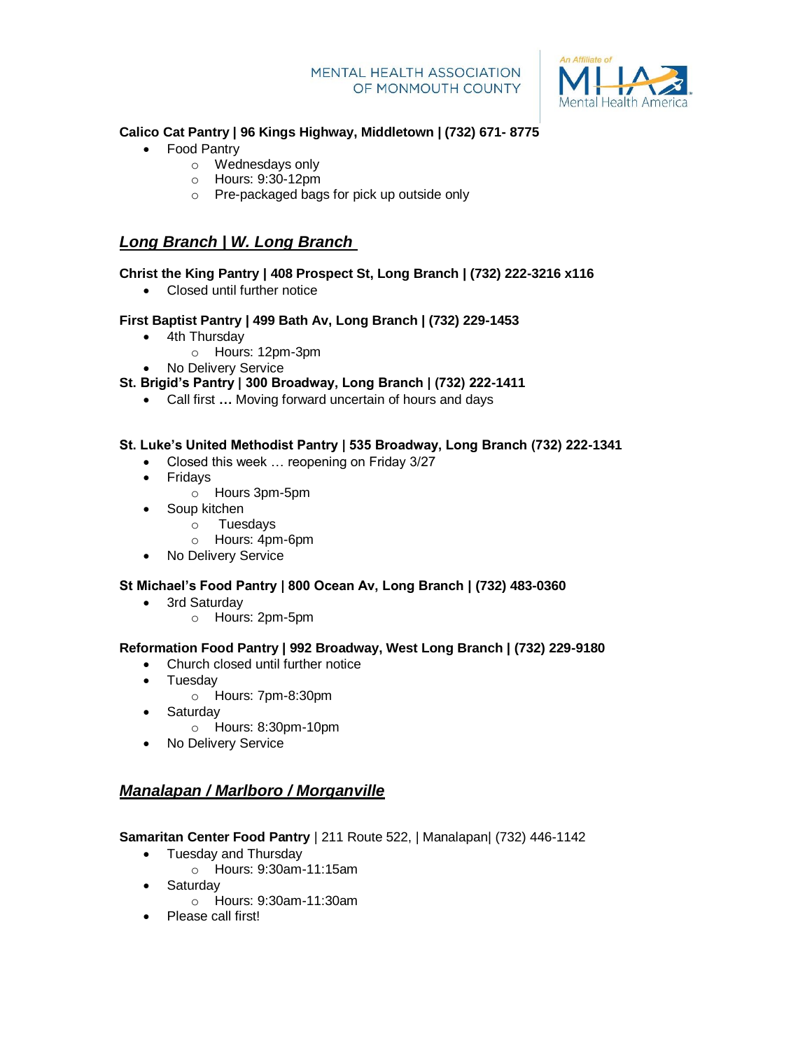**Calico Cat Pantry | 96 Kings Highway, Middletown | (732) 671- 8775**

- Food Pantry
  - Wednesdays only
  - Hours: 9:30-12pm
  - Pre-packaged bags for pick up outside only

## *Long Branch | W. Long Branch*

**Christ the King Pantry | 408 Prospect St, Long Branch | (732) 222-3216 x116**

- Closed until further notice

**First Baptist Pantry | 499 Bath Av, Long Branch | (732) 229-1453**

- 4th Thursday
  - Hours: 12pm-3pm
- No Delivery Service

**St. Brigid's Pantry | 300 Broadway, Long Branch | (732) 222-1411**

- Call first **…** Moving forward uncertain of hours and days

**St. Luke's United Methodist Pantry | 535 Broadway, Long Branch (732) 222-1341**

- Closed this week … reopening on Friday 3/27
- Fridays
  - Hours 3pm-5pm
- Soup kitchen
  - Tuesdays
  - Hours: 4pm-6pm
- No Delivery Service

**St Michael's Food Pantry | 800 Ocean Av, Long Branch | (732) 483-0360**

- 3rd Saturday
  - Hours: 2pm-5pm

**Reformation Food Pantry | 992 Broadway, West Long Branch | (732) 229-9180**

- Church closed until further notice
- Tuesday
  - Hours: 7pm-8:30pm
- Saturday
  - Hours: 8:30pm-10pm
- No Delivery Service

## *Manalapan / Marlboro / Morganville*

**Samaritan Center Food Pantry** | 211 Route 522, | Manalapan| (732) 446-1142

- Tuesday and Thursday
  - Hours: 9:30am-11:15am
- Saturday
  - Hours: 9:30am-11:30am
- Please call first!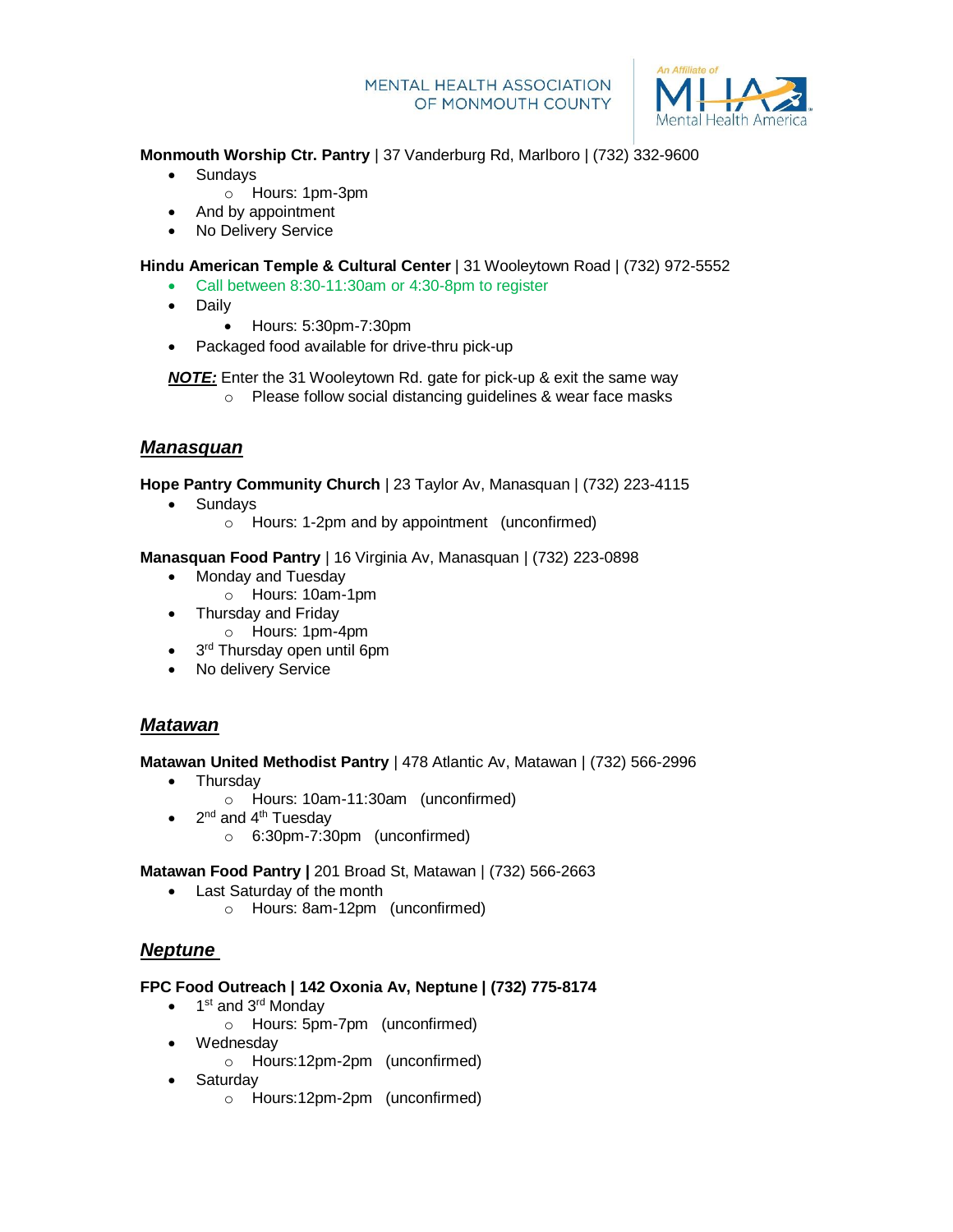**Monmouth Worship Ctr. Pantry** | 37 Vanderburg Rd, Marlboro | (732) 332-9600

- Sundays
  - Hours: 1pm-3pm
- And by appointment
- No Delivery Service

**Hindu American Temple & Cultural Center** | 31 Wooleytown Road | (732) 972-5552

- Call between 8:30-11:30am or 4:30-8pm to register
- Daily
  - Hours: 5:30pm-7:30pm
- Packaged food available for drive-thru pick-up

***NOTE:*** Enter the 31 Wooleytown Rd. gate for pick-up & exit the same way

- Please follow social distancing guidelines & wear face masks

## ***Manasquan***

**Hope Pantry Community Church** | 23 Taylor Av, Manasquan | (732) 223-4115

- Sundays
  - Hours: 1-2pm and by appointment (unconfirmed)

**Manasquan Food Pantry** | 16 Virginia Av, Manasquan | (732) 223-0898

- Monday and Tuesday
  - Hours: 10am-1pm
- Thursday and Friday
  - Hours: 1pm-4pm
- 3rd Thursday open until 6pm
- No delivery Service

## ***Matawan***

**Matawan United Methodist Pantry** | 478 Atlantic Av, Matawan | (732) 566-2996

- Thursday
  - Hours: 10am-11:30am (unconfirmed)
- 2nd and 4th Tuesday
  - 6:30pm-7:30pm (unconfirmed)

**Matawan Food Pantry |** 201 Broad St, Matawan | (732) 566-2663

- Last Saturday of the month
  - Hours: 8am-12pm (unconfirmed)

## ***Neptune***

**FPC Food Outreach | 142 Oxonia Av, Neptune | (732) 775-8174**

- 1st and 3rd Monday
  - Hours: 5pm-7pm (unconfirmed)
- Wednesday
  - Hours:12pm-2pm (unconfirmed)
- Saturday
  - Hours:12pm-2pm (unconfirmed)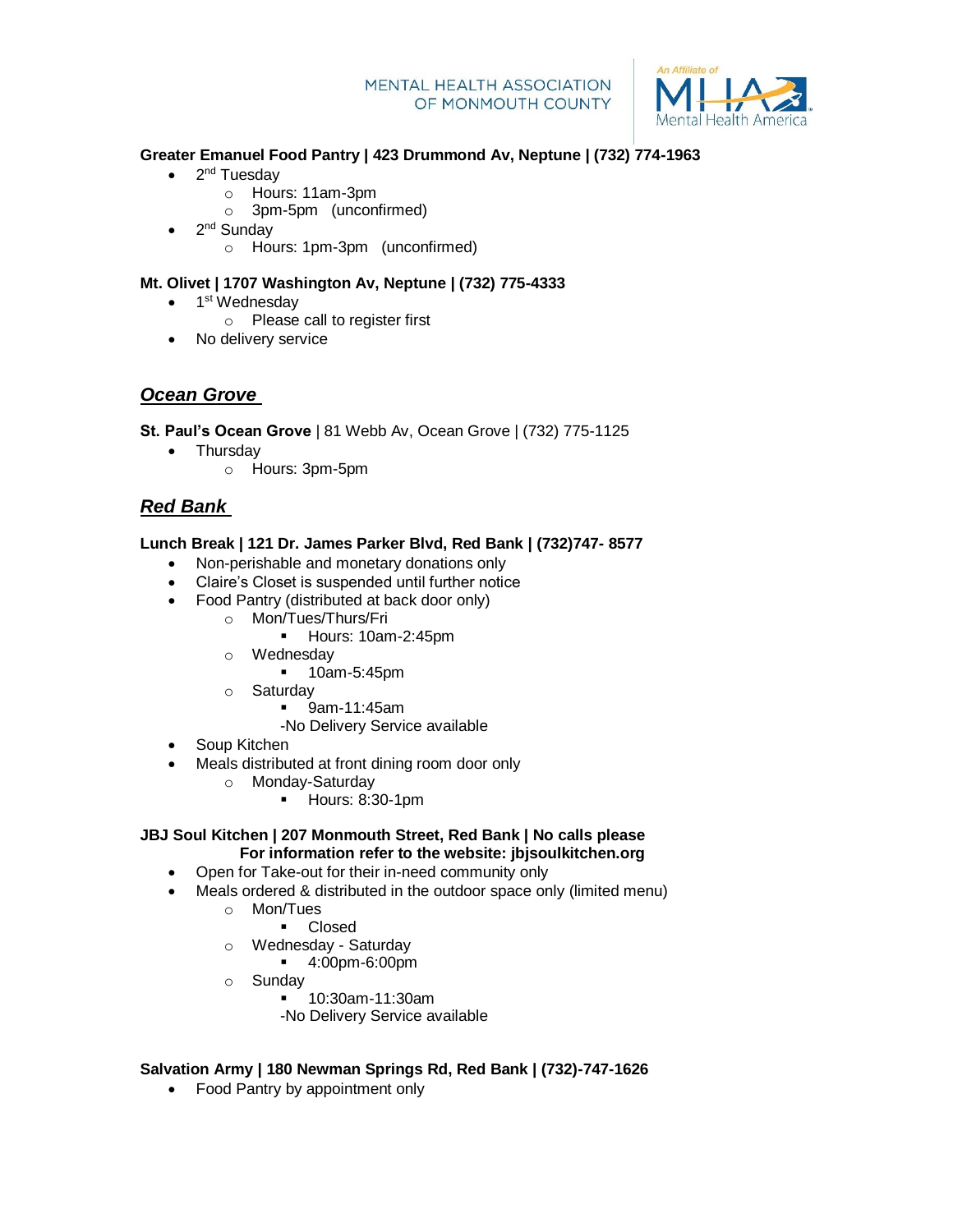**Greater Emanuel Food Pantry | 423 Drummond Av, Neptune | (732) 774-1963**

- 2nd Tuesday
  - Hours: 11am-3pm
  - 3pm-5pm (unconfirmed)
- 2nd Sunday
  - Hours: 1pm-3pm (unconfirmed)

**Mt. Olivet | 1707 Washington Av, Neptune | (732) 775-4333**

- 1st Wednesday
  - Please call to register first
- No delivery service

## ***Ocean Grove***

**St. Paul's Ocean Grove** | 81 Webb Av, Ocean Grove | (732) 775-1125

- Thursday
  - Hours: 3pm-5pm

## ***Red Bank***

**Lunch Break | 121 Dr. James Parker Blvd, Red Bank | (732)747- 8577**

- Non-perishable and monetary donations only
- Claire's Closet is suspended until further notice
- Food Pantry (distributed at back door only)
  - Mon/Tues/Thurs/Fri
    - Hours: 10am-2:45pm
  - Wednesday
    - 10am-5:45pm
  - Saturday
    - 9am-11:45am

    -No Delivery Service available
- Soup Kitchen
- Meals distributed at front dining room door only
  - Monday-Saturday
    - Hours: 8:30-1pm

**JBJ Soul Kitchen | 207 Monmouth Street, Red Bank | No calls please**
**For information refer to the website: jbjsoulkitchen.org**

- Open for Take-out for their in-need community only
- Meals ordered & distributed in the outdoor space only (limited menu)
  - Mon/Tues
    - Closed
  - Wednesday - Saturday
    - 4:00pm-6:00pm
  - Sunday
    - 10:30am-11:30am

    -No Delivery Service available

**Salvation Army | 180 Newman Springs Rd, Red Bank | (732)-747-1626**

- Food Pantry by appointment only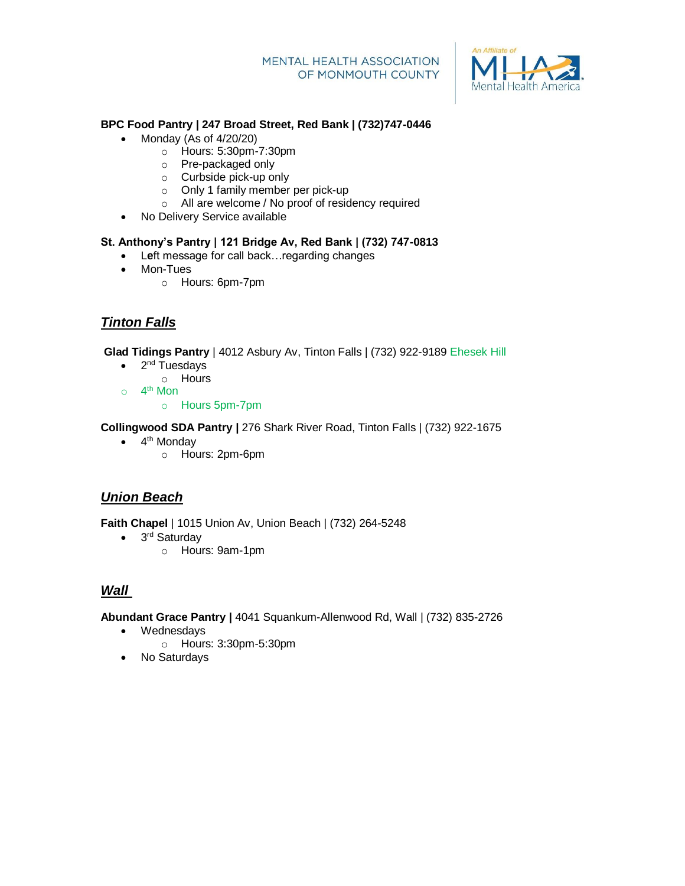**BPC Food Pantry | 247 Broad Street, Red Bank | (732)747-0446**

- Monday (As of 4/20/20)
  - Hours: 5:30pm-7:30pm
  - Pre-packaged only
  - Curbside pick-up only
  - Only 1 family member per pick-up
  - All are welcome / No proof of residency required
- No Delivery Service available

**St. Anthony's Pantry | 121 Bridge Av, Red Bank | (732) 747-0813**

- Left message for call back…regarding changes
- Mon-Tues
  - Hours: 6pm-7pm

## *Tinton Falls*

**Glad Tidings Pantry** | 4012 Asbury Av, Tinton Falls | (732) 922-9189 Ehesek Hill

- 2nd Tuesdays
  - Hours
- 4th Mon
  - Hours 5pm-7pm

**Collingwood SDA Pantry |** 276 Shark River Road, Tinton Falls | (732) 922-1675

- 4th Monday
  - Hours: 2pm-6pm

## *Union Beach*

**Faith Chapel** | 1015 Union Av, Union Beach | (732) 264-5248

- 3rd Saturday
  - Hours: 9am-1pm

## *Wall*

**Abundant Grace Pantry |** 4041 Squankum-Allenwood Rd, Wall | (732) 835-2726

- Wednesdays
  - Hours: 3:30pm-5:30pm
- No Saturdays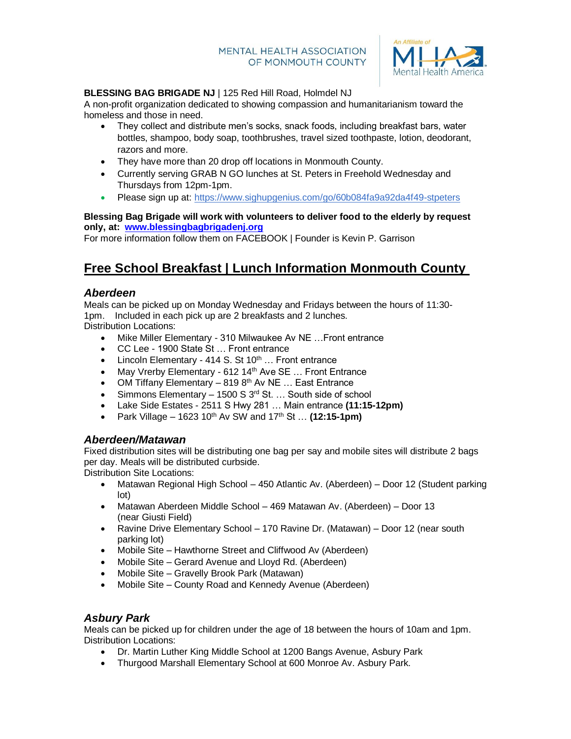**BLESSING BAG BRIGADE NJ** | 125 Red Hill Road, Holmdel NJ
A non-profit organization dedicated to showing compassion and humanitarianism toward the homeless and those in need.

- They collect and distribute men's socks, snack foods, including breakfast bars, water bottles, shampoo, body soap, toothbrushes, travel sized toothpaste, lotion, deodorant, razors and more.
- They have more than 20 drop off locations in Monmouth County.
- Currently serving GRAB N GO lunches at St. Peters in Freehold Wednesday and Thursdays from 12pm-1pm.
- Please sign up at: https://www.sighupgenius.com/go/60b084fa9a92da4f49-stpeters

**Blessing Bag Brigade will work with volunteers to deliver food to the elderly by request only, at: www.blessingbagbrigadenj.org**
For more information follow them on FACEBOOK | Founder is Kevin P. Garrison

## Free School Breakfast | Lunch Information Monmouth County

### *Aberdeen*

Meals can be picked up on Monday Wednesday and Fridays between the hours of 11:30-1pm. Included in each pick up are 2 breakfasts and 2 lunches.
Distribution Locations:

- Mike Miller Elementary - 310 Milwaukee Av NE …Front entrance
- CC Lee - 1900 State St … Front entrance
- Lincoln Elementary - 414 S. St 10th … Front entrance
- May Vrerby Elementary - 612 14th Ave SE … Front Entrance
- OM Tiffany Elementary – 819 8th Av NE … East Entrance
- Simmons Elementary – 1500 S 3rd St. … South side of school
- Lake Side Estates - 2511 S Hwy 281 … Main entrance **(11:15-12pm)**
- Park Village – 1623 10th Av SW and 17th St … **(12:15-1pm)**

### *Aberdeen/Matawan*

Fixed distribution sites will be distributing one bag per say and mobile sites will distribute 2 bags per day. Meals will be distributed curbside.
Distribution Site Locations:

- Matawan Regional High School – 450 Atlantic Av. (Aberdeen) – Door 12 (Student parking lot)
- Matawan Aberdeen Middle School – 469 Matawan Av. (Aberdeen) – Door 13 (near Giusti Field)
- Ravine Drive Elementary School – 170 Ravine Dr. (Matawan) – Door 12 (near south parking lot)
- Mobile Site – Hawthorne Street and Cliffwood Av (Aberdeen)
- Mobile Site – Gerard Avenue and Lloyd Rd. (Aberdeen)
- Mobile Site – Gravelly Brook Park (Matawan)
- Mobile Site – County Road and Kennedy Avenue (Aberdeen)

### *Asbury Park*

Meals can be picked up for children under the age of 18 between the hours of 10am and 1pm.
Distribution Locations:

- Dr. Martin Luther King Middle School at 1200 Bangs Avenue, Asbury Park
- Thurgood Marshall Elementary School at 600 Monroe Av. Asbury Park.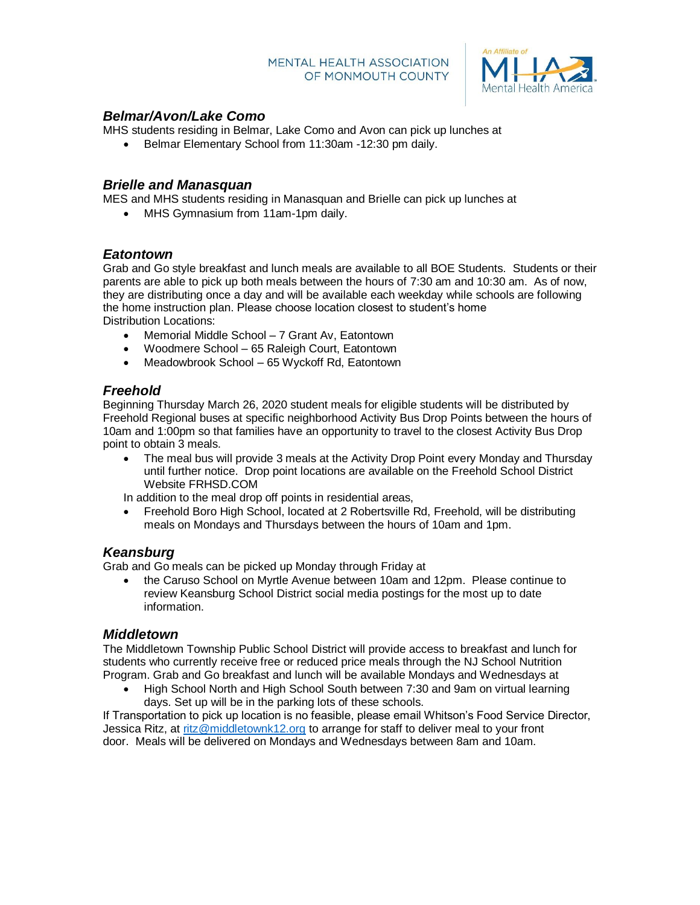### *Belmar/Avon/Lake Como*

MHS students residing in Belmar, Lake Como and Avon can pick up lunches at

- Belmar Elementary School from 11:30am -12:30 pm daily.

### *Brielle and Manasquan*

MES and MHS students residing in Manasquan and Brielle can pick up lunches at

- MHS Gymnasium from 11am-1pm daily.

### *Eatontown*

Grab and Go style breakfast and lunch meals are available to all BOE Students. Students or their parents are able to pick up both meals between the hours of 7:30 am and 10:30 am. As of now, they are distributing once a day and will be available each weekday while schools are following the home instruction plan. Please choose location closest to student's home

Distribution Locations:

- Memorial Middle School – 7 Grant Av, Eatontown
- Woodmere School – 65 Raleigh Court, Eatontown
- Meadowbrook School – 65 Wyckoff Rd, Eatontown

### *Freehold*

Beginning Thursday March 26, 2020 student meals for eligible students will be distributed by Freehold Regional buses at specific neighborhood Activity Bus Drop Points between the hours of 10am and 1:00pm so that families have an opportunity to travel to the closest Activity Bus Drop point to obtain 3 meals.

- The meal bus will provide 3 meals at the Activity Drop Point every Monday and Thursday until further notice. Drop point locations are available on the Freehold School District Website FRHSD.COM

In addition to the meal drop off points in residential areas,

- Freehold Boro High School, located at 2 Robertsville Rd, Freehold, will be distributing meals on Mondays and Thursdays between the hours of 10am and 1pm.

### *Keansburg*

Grab and Go meals can be picked up Monday through Friday at

- the Caruso School on Myrtle Avenue between 10am and 12pm. Please continue to review Keansburg School District social media postings for the most up to date information.

### *Middletown*

The Middletown Township Public School District will provide access to breakfast and lunch for students who currently receive free or reduced price meals through the NJ School Nutrition Program. Grab and Go breakfast and lunch will be available Mondays and Wednesdays at

- High School North and High School South between 7:30 and 9am on virtual learning days. Set up will be in the parking lots of these schools.

If Transportation to pick up location is no feasible, please email Whitson's Food Service Director, Jessica Ritz, at ritz@middletownk12.org to arrange for staff to deliver meal to your front door. Meals will be delivered on Mondays and Wednesdays between 8am and 10am.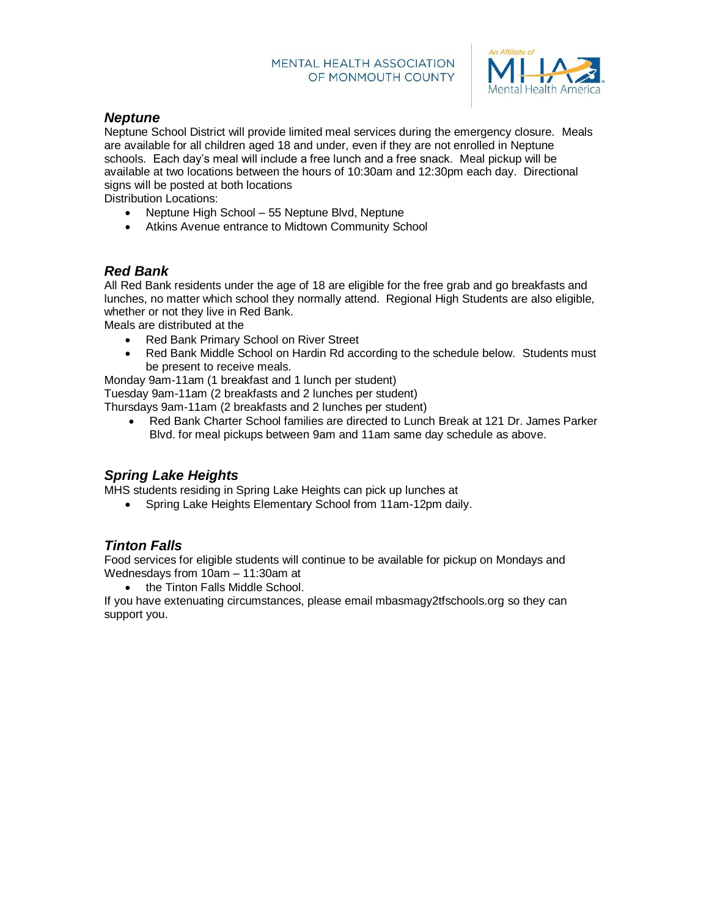### *Neptune*

Neptune School District will provide limited meal services during the emergency closure. Meals are available for all children aged 18 and under, even if they are not enrolled in Neptune schools. Each day's meal will include a free lunch and a free snack. Meal pickup will be available at two locations between the hours of 10:30am and 12:30pm each day. Directional signs will be posted at both locations

Distribution Locations:

- Neptune High School – 55 Neptune Blvd, Neptune
- Atkins Avenue entrance to Midtown Community School

### *Red Bank*

All Red Bank residents under the age of 18 are eligible for the free grab and go breakfasts and lunches, no matter which school they normally attend. Regional High Students are also eligible, whether or not they live in Red Bank.

Meals are distributed at the

- Red Bank Primary School on River Street
- Red Bank Middle School on Hardin Rd according to the schedule below. Students must be present to receive meals.

Monday 9am-11am (1 breakfast and 1 lunch per student)

Tuesday 9am-11am (2 breakfasts and 2 lunches per student)

Thursdays 9am-11am (2 breakfasts and 2 lunches per student)

- Red Bank Charter School families are directed to Lunch Break at 121 Dr. James Parker Blvd. for meal pickups between 9am and 11am same day schedule as above.

### *Spring Lake Heights*

MHS students residing in Spring Lake Heights can pick up lunches at

- Spring Lake Heights Elementary School from 11am-12pm daily.

### *Tinton Falls*

Food services for eligible students will continue to be available for pickup on Mondays and Wednesdays from 10am – 11:30am at

- the Tinton Falls Middle School.

If you have extenuating circumstances, please email mbasmagy2tfschools.org so they can support you.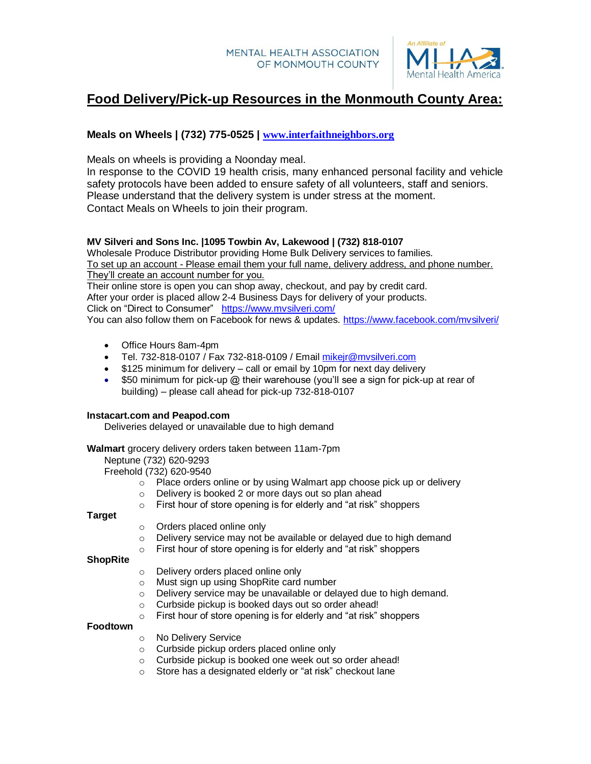# Food Delivery/Pick-up Resources in the Monmouth County Area:

**Meals on Wheels | (732) 775-0525 | [www.interfaithneighbors.org](http://www.interfaithneighbors.org)**

Meals on wheels is providing a Noonday meal.
In response to the COVID 19 health crisis, many enhanced personal facility and vehicle safety protocols have been added to ensure safety of all volunteers, staff and seniors.
Please understand that the delivery system is under stress at the moment.
Contact Meals on Wheels to join their program.

**MV Silveri and Sons Inc. |1095 Towbin Av, Lakewood | (732) 818-0107**
Wholesale Produce Distributor providing Home Bulk Delivery services to families.
To set up an account - Please email them your full name, delivery address, and phone number. They'll create an account number for you.
Their online store is open you can shop away, checkout, and pay by credit card.
After your order is placed allow 2-4 Business Days for delivery of your products.
Click on "Direct to Consumer" https://www.mvsilveri.com/
You can also follow them on Facebook for news & updates. https://www.facebook.com/mvsilveri/

- Office Hours 8am-4pm
- Tel. 732-818-0107 / Fax 732-818-0109 / Email mikejr@mvsilveri.com
- $125 minimum for delivery – call or email by 10pm for next day delivery
- $50 minimum for pick-up @ their warehouse (you'll see a sign for pick-up at rear of building) – please call ahead for pick-up 732-818-0107

**Instacart.com and Peapod.com**
Deliveries delayed or unavailable due to high demand

**Walmart** grocery delivery orders taken between 11am-7pm
Neptune (732) 620-9293
Freehold (732) 620-9540

- Place orders online or by using Walmart app choose pick up or delivery
- Delivery is booked 2 or more days out so plan ahead
- First hour of store opening is for elderly and "at risk" shoppers

**Target**

- Orders placed online only
- Delivery service may not be available or delayed due to high demand
- First hour of store opening is for elderly and "at risk" shoppers

**ShopRite**

- Delivery orders placed online only
- Must sign up using ShopRite card number
- Delivery service may be unavailable or delayed due to high demand.
- Curbside pickup is booked days out so order ahead!
- First hour of store opening is for elderly and "at risk" shoppers

**Foodtown**

- No Delivery Service
- Curbside pickup orders placed online only
- Curbside pickup is booked one week out so order ahead!
- Store has a designated elderly or "at risk" checkout lane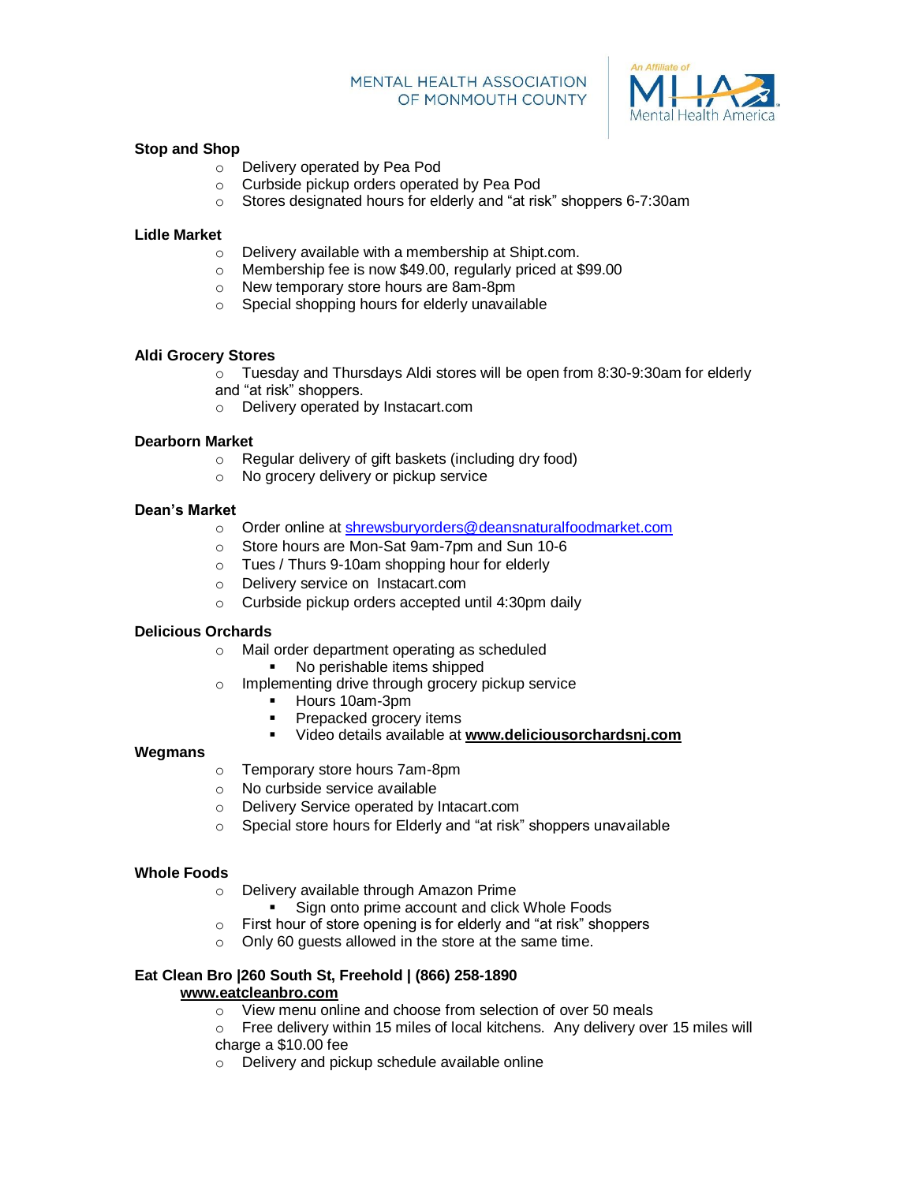**Stop and Shop**

- Delivery operated by Pea Pod
- Curbside pickup orders operated by Pea Pod
- Stores designated hours for elderly and "at risk" shoppers 6-7:30am

**Lidle Market**

- Delivery available with a membership at Shipt.com.
- Membership fee is now $49.00, regularly priced at $99.00
- New temporary store hours are 8am-8pm
- Special shopping hours for elderly unavailable

**Aldi Grocery Stores**

- Tuesday and Thursdays Aldi stores will be open from 8:30-9:30am for elderly and "at risk" shoppers.
- Delivery operated by Instacart.com

**Dearborn Market**

- Regular delivery of gift baskets (including dry food)
- No grocery delivery or pickup service

**Dean's Market**

- Order online at [shrewsburyorders@deansnaturalfoodmarket.com](mailto:shrewsburyorders@deansnaturalfoodmarket.com)
- Store hours are Mon-Sat 9am-7pm and Sun 10-6
- Tues / Thurs 9-10am shopping hour for elderly
- Delivery service on Instacart.com
- Curbside pickup orders accepted until 4:30pm daily

**Delicious Orchards**

- Mail order department operating as scheduled
  - No perishable items shipped
- Implementing drive through grocery pickup service
  - Hours 10am-3pm
  - Prepacked grocery items
  - Video details available at **www.deliciousorchardsnj.com**

**Wegmans**

- Temporary store hours 7am-8pm
- No curbside service available
- Delivery Service operated by Intacart.com
- Special store hours for Elderly and "at risk" shoppers unavailable

**Whole Foods**

- Delivery available through Amazon Prime
  - Sign onto prime account and click Whole Foods
- First hour of store opening is for elderly and "at risk" shoppers
- Only 60 guests allowed in the store at the same time.

**Eat Clean Bro |260 South St, Freehold | (866) 258-1890**
**www.eatcleanbro.com**

- View menu online and choose from selection of over 50 meals
- Free delivery within 15 miles of local kitchens. Any delivery over 15 miles will charge a $10.00 fee
- Delivery and pickup schedule available online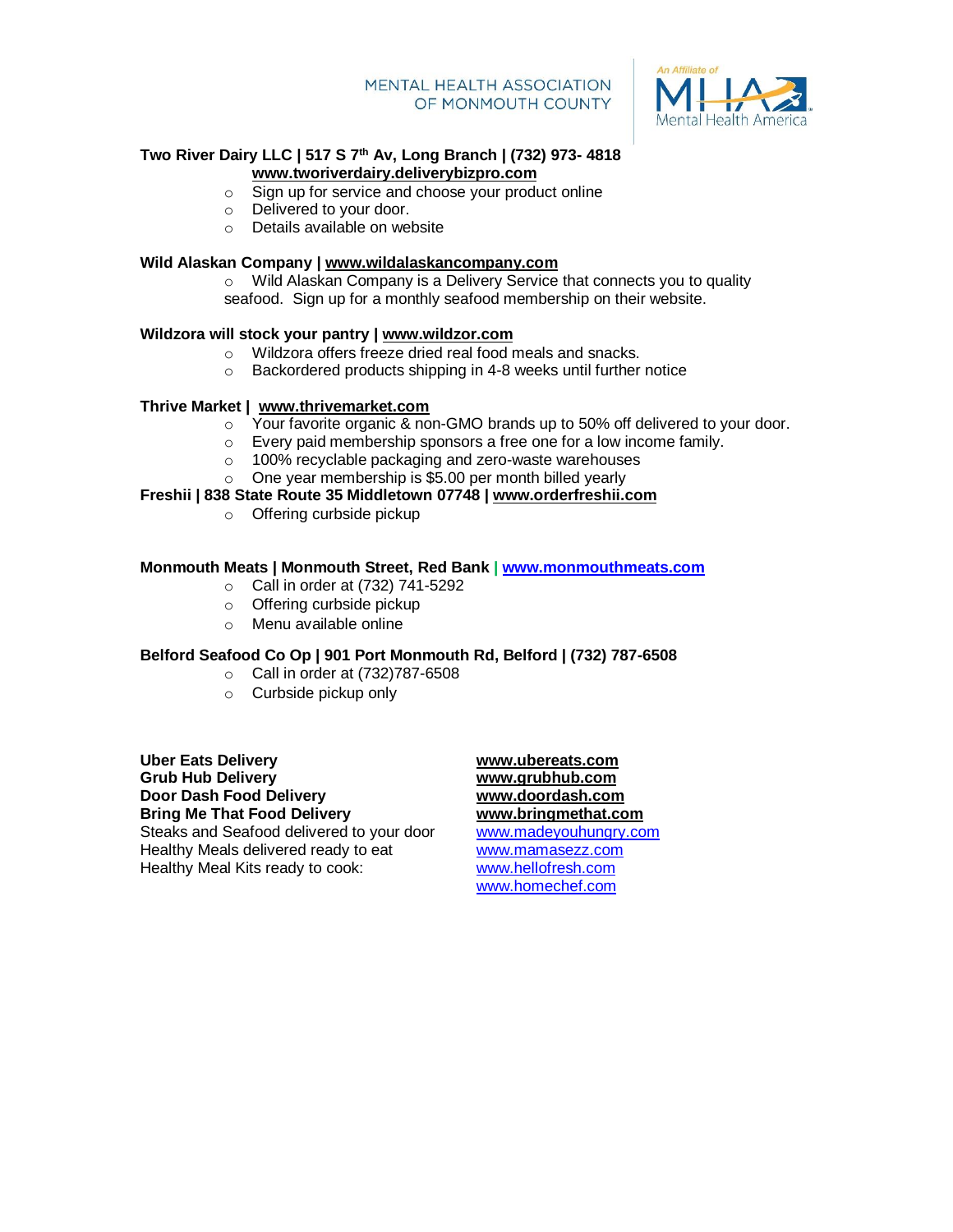**Two River Dairy LLC | 517 S 7th Av, Long Branch | (732) 973- 4818**
**www.tworiverdairy.deliverybizpro.com**

- Sign up for service and choose your product online
- Delivered to your door.
- Details available on website

**Wild Alaskan Company | www.wildalaskancompany.com**

- Wild Alaskan Company is a Delivery Service that connects you to quality seafood. Sign up for a monthly seafood membership on their website.

**Wildzora will stock your pantry | www.wildzor.com**

- Wildzora offers freeze dried real food meals and snacks.
- Backordered products shipping in 4-8 weeks until further notice

**Thrive Market | www.thrivemarket.com**

- Your favorite organic & non-GMO brands up to 50% off delivered to your door.
- Every paid membership sponsors a free one for a low income family.
- 100% recyclable packaging and zero-waste warehouses
- One year membership is $5.00 per month billed yearly

**Freshii | 838 State Route 35 Middletown 07748 | www.orderfreshii.com**

- Offering curbside pickup

**Monmouth Meats | Monmouth Street, Red Bank | www.monmouthmeats.com**

- Call in order at (732) 741-5292
- Offering curbside pickup
- Menu available online

**Belford Seafood Co Op | 901 Port Monmouth Rd, Belford | (732) 787-6508**

- Call in order at (732)787-6508
- Curbside pickup only

| | |
|---|---|
| **Uber Eats Delivery** | **www.ubereats.com** |
| **Grub Hub Delivery** | **www.grubhub.com** |
| **Door Dash Food Delivery** | **www.doordash.com** |
| **Bring Me That Food Delivery** | **www.bringmethat.com** |
| Steaks and Seafood delivered to your door | www.madeyouhungry.com |
| Healthy Meals delivered ready to eat | www.mamasezz.com |
| Healthy Meal Kits ready to cook: | www.hellofresh.com |
| | www.homechef.com |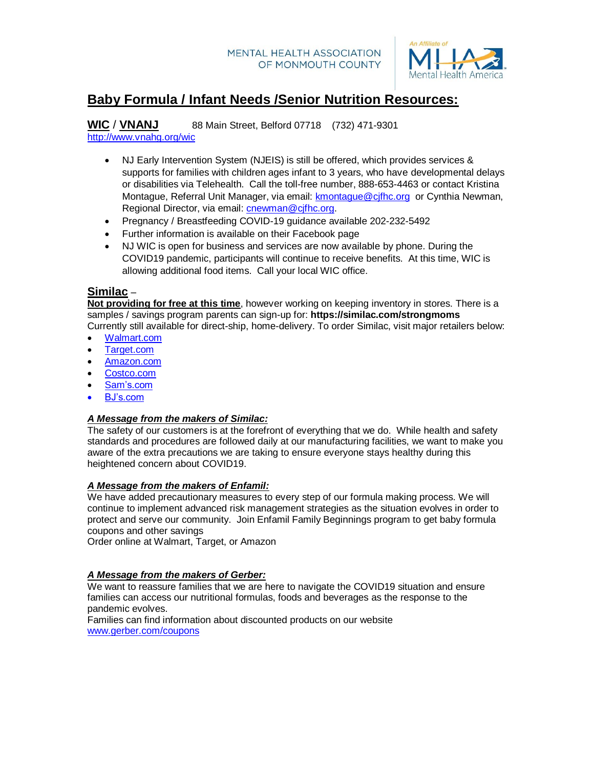MENTAL HEALTH ASSOCIATION OF MONMOUTH COUNTY

*An Affiliate of* MHA Mental Health America

# Baby Formula / Infant Needs /Senior Nutrition Resources:

**WIC** / **VNANJ** 88 Main Street, Belford 07718 (732) 471-9301
http://www.vnahg.org/wic

- NJ Early Intervention System (NJEIS) is still be offered, which provides services & supports for families with children ages infant to 3 years, who have developmental delays or disabilities via Telehealth. Call the toll-free number, 888-653-4463 or contact Kristina Montague, Referral Unit Manager, via email: kmontague@cjfhc.org or Cynthia Newman, Regional Director, via email: cnewman@cjfhc.org.
- Pregnancy / Breastfeeding COVID-19 guidance available 202-232-5492
- Further information is available on their Facebook page
- NJ WIC is open for business and services are now available by phone. During the COVID19 pandemic, participants will continue to receive benefits. At this time, WIC is allowing additional food items. Call your local WIC office.

**Similac** –
**Not providing for free at this time**, however working on keeping inventory in stores. There is a samples / savings program parents can sign-up for: **https://similac.com/strongmoms**
Currently still available for direct-ship, home-delivery. To order Similac, visit major retailers below:

- Walmart.com
- Target.com
- Amazon.com
- Costco.com
- Sam's.com
- BJ's.com

***A Message from the makers of Similac:***
The safety of our customers is at the forefront of everything that we do. While health and safety standards and procedures are followed daily at our manufacturing facilities, we want to make you aware of the extra precautions we are taking to ensure everyone stays healthy during this heightened concern about COVID19.

***A Message from the makers of Enfamil:***
We have added precautionary measures to every step of our formula making process. We will continue to implement advanced risk management strategies as the situation evolves in order to protect and serve our community. Join Enfamil Family Beginnings program to get baby formula coupons and other savings
Order online at Walmart, Target, or Amazon

***A Message from the makers of Gerber:***
We want to reassure families that we are here to navigate the COVID19 situation and ensure families can access our nutritional formulas, foods and beverages as the response to the pandemic evolves.
Families can find information about discounted products on our website
www.gerber.com/coupons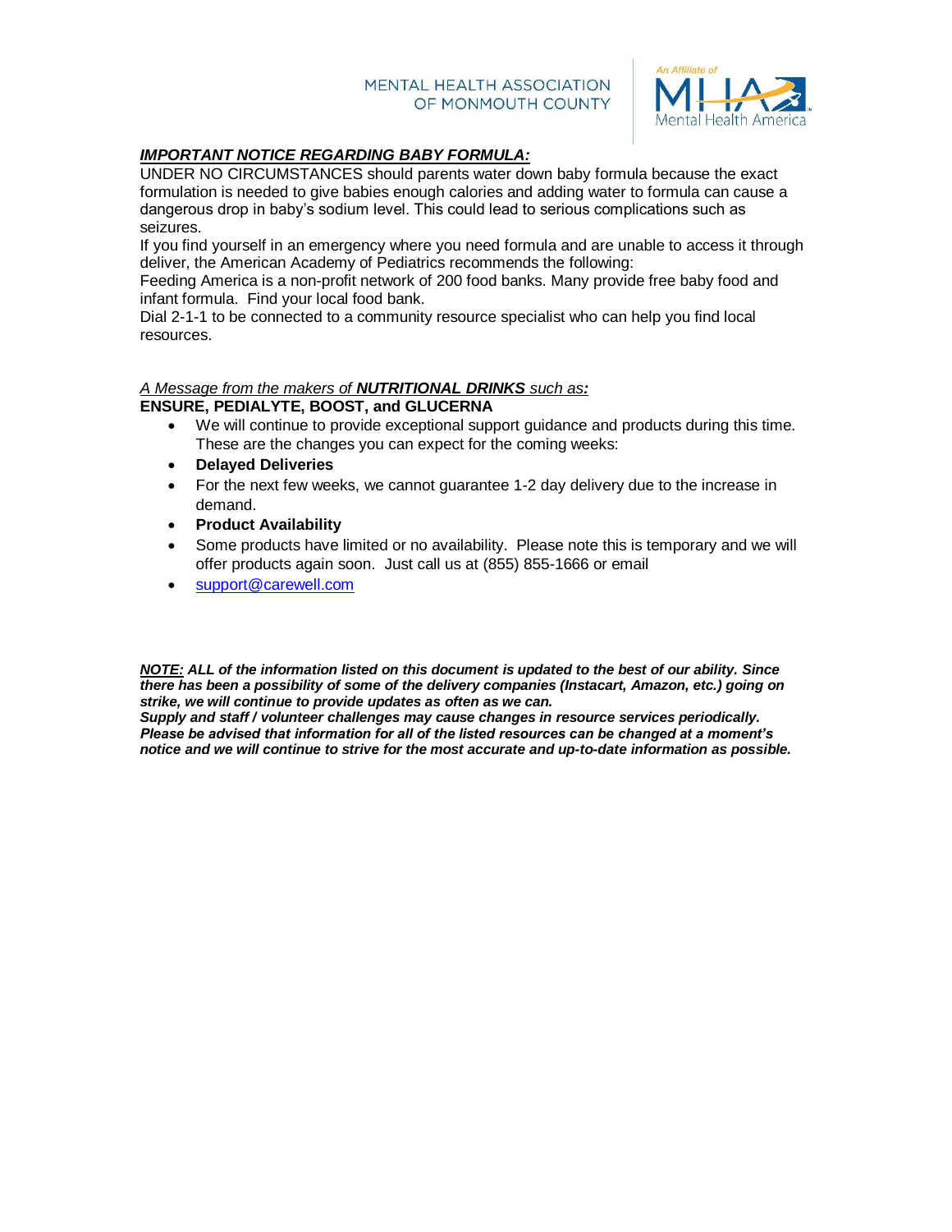MENTAL HEALTH ASSOCIATION OF MONMOUTH COUNTY

An Affiliate of Mental Health America

***<u>IMPORTANT NOTICE REGARDING BABY FORMULA:</u>***

UNDER NO CIRCUMSTANCES should parents water down baby formula because the exact formulation is needed to give babies enough calories and adding water to formula can cause a dangerous drop in baby's sodium level. This could lead to serious complications such as seizures.

If you find yourself in an emergency where you need formula and are unable to access it through deliver, the American Academy of Pediatrics recommends the following:

Feeding America is a non-profit network of 200 food banks. Many provide free baby food and infant formula. Find your local food bank.

Dial 2-1-1 to be connected to a community resource specialist who can help you find local resources.

*<u>A Message from the makers of **NUTRITIONAL DRINKS** such as**:**</u>*

**ENSURE, PEDIALYTE, BOOST, and GLUCERNA**

- We will continue to provide exceptional support guidance and products during this time. These are the changes you can expect for the coming weeks:
- **Delayed Deliveries**
- For the next few weeks, we cannot guarantee 1-2 day delivery due to the increase in demand.
- **Product Availability**
- Some products have limited or no availability. Please note this is temporary and we will offer products again soon. Just call us at (855) 855-1666 or email
- support@carewell.com

***<u>NOTE:</u> ALL of the information listed on this document is updated to the best of our ability. Since there has been a possibility of some of the delivery companies (Instacart, Amazon, etc.) going on strike, we will continue to provide updates as often as we can.***

***Supply and staff / volunteer challenges may cause changes in resource services periodically. Please be advised that information for all of the listed resources can be changed at a moment's notice and we will continue to strive for the most accurate and up-to-date information as possible.***